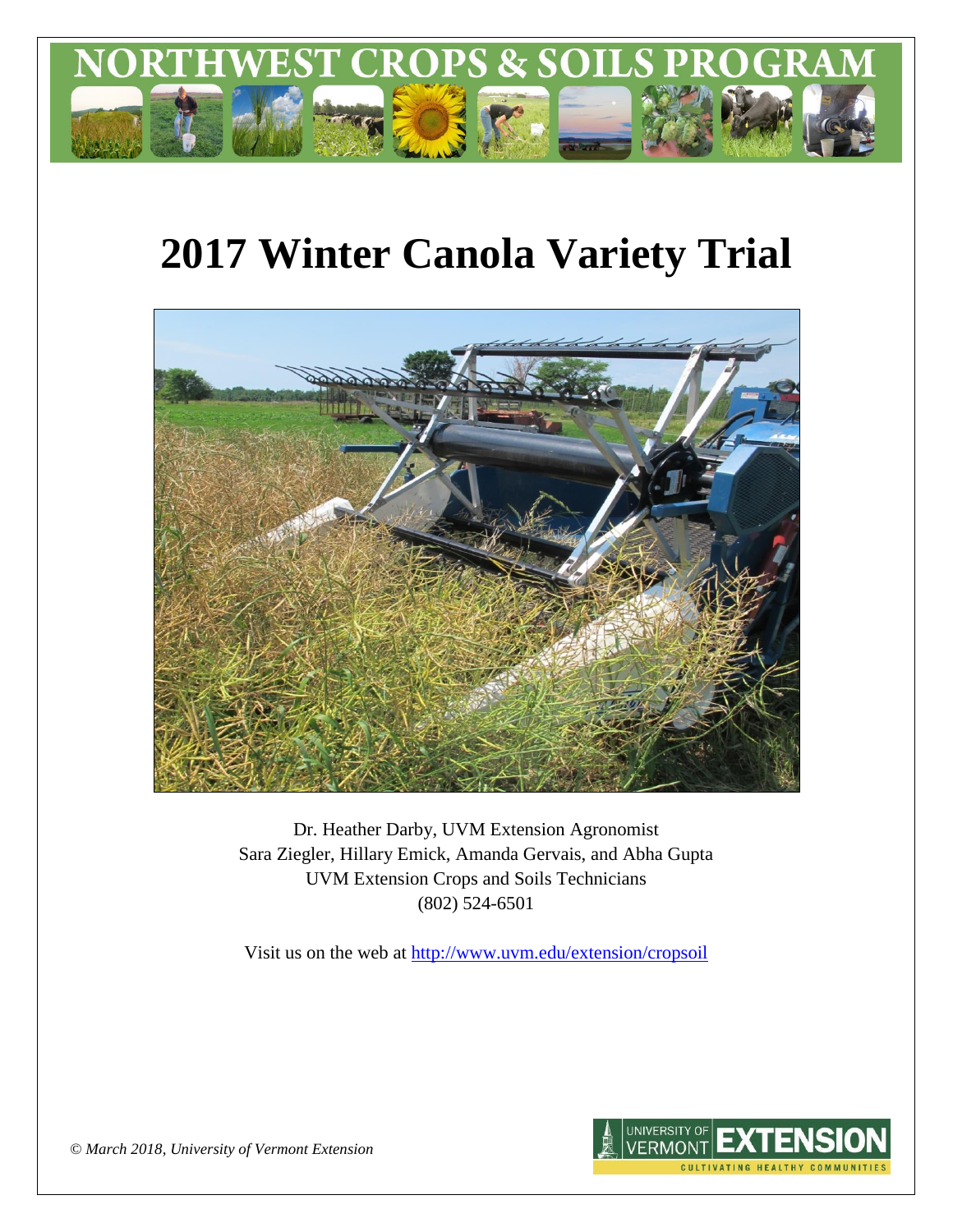NORTHWEST CROPS & SOILS PROGRAM

# 2017 Winter Canola Variety Trial

Dr. Heather Darby, UVM Extension Agronomist
Sara Ziegler, Hillary Emick, Amanda Gervais, and Abha Gupta
UVM Extension Crops and Soils Technicians
(802) 524-6501

Visit us on the web at http://www.uvm.edu/extension/cropsoil

*© March 2018, University of Vermont Extension*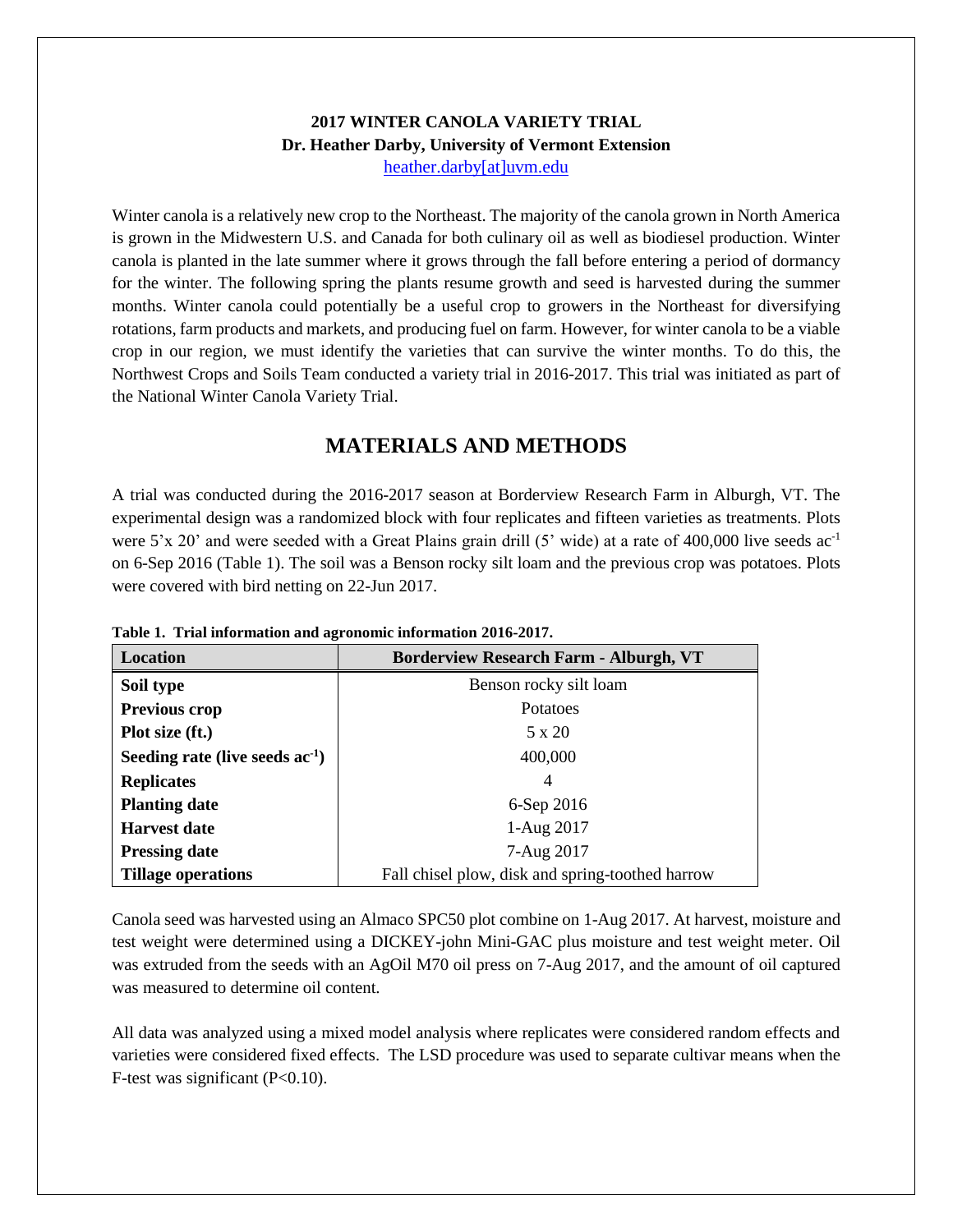**2017 WINTER CANOLA VARIETY TRIAL**
**Dr. Heather Darby, University of Vermont Extension**
heather.darby[at]uvm.edu

Winter canola is a relatively new crop to the Northeast. The majority of the canola grown in North America is grown in the Midwestern U.S. and Canada for both culinary oil as well as biodiesel production. Winter canola is planted in the late summer where it grows through the fall before entering a period of dormancy for the winter. The following spring the plants resume growth and seed is harvested during the summer months. Winter canola could potentially be a useful crop to growers in the Northeast for diversifying rotations, farm products and markets, and producing fuel on farm. However, for winter canola to be a viable crop in our region, we must identify the varieties that can survive the winter months. To do this, the Northwest Crops and Soils Team conducted a variety trial in 2016-2017. This trial was initiated as part of the National Winter Canola Variety Trial.

## MATERIALS AND METHODS

A trial was conducted during the 2016-2017 season at Borderview Research Farm in Alburgh, VT. The experimental design was a randomized block with four replicates and fifteen varieties as treatments. Plots were 5'x 20' and were seeded with a Great Plains grain drill (5' wide) at a rate of 400,000 live seeds $ac^{-1}$ on 6-Sep 2016 (Table 1). The soil was a Benson rocky silt loam and the previous crop was potatoes. Plots were covered with bird netting on 22-Jun 2017.

**Table 1. Trial information and agronomic information 2016-2017.**

| Location | Borderview Research Farm - Alburgh, VT |
|---|---|
| **Soil type** | Benson rocky silt loam |
| **Previous crop** | Potatoes |
| **Plot size (ft.)** | 5 x 20 |
| **Seeding rate (live seeds $ac^{-1}$)** | 400,000 |
| **Replicates** | 4 |
| **Planting date** | 6-Sep 2016 |
| **Harvest date** | 1-Aug 2017 |
| **Pressing date** | 7-Aug 2017 |
| **Tillage operations** | Fall chisel plow, disk and spring-toothed harrow |

Canola seed was harvested using an Almaco SPC50 plot combine on 1-Aug 2017. At harvest, moisture and test weight were determined using a DICKEY-john Mini-GAC plus moisture and test weight meter. Oil was extruded from the seeds with an AgOil M70 oil press on 7-Aug 2017, and the amount of oil captured was measured to determine oil content.

All data was analyzed using a mixed model analysis where replicates were considered random effects and varieties were considered fixed effects. The LSD procedure was used to separate cultivar means when the F-test was significant ($P<0.10$).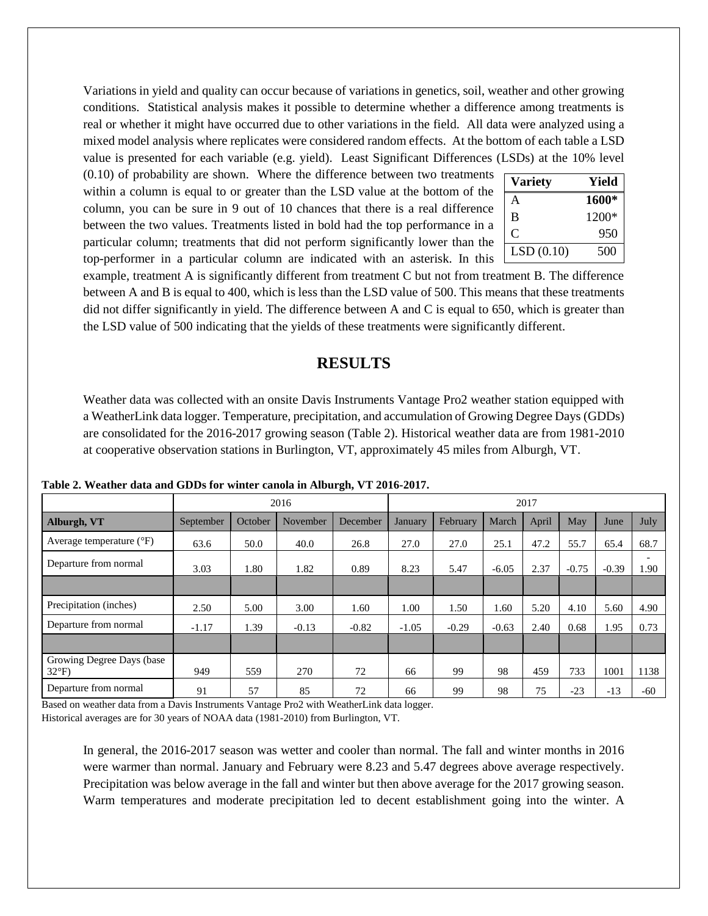Variations in yield and quality can occur because of variations in genetics, soil, weather and other growing conditions. Statistical analysis makes it possible to determine whether a difference among treatments is real or whether it might have occurred due to other variations in the field. All data were analyzed using a mixed model analysis where replicates were considered random effects. At the bottom of each table a LSD value is presented for each variable (e.g. yield). Least Significant Differences (LSDs) at the 10% level (0.10) of probability are shown. Where the difference between two treatments within a column is equal to or greater than the LSD value at the bottom of the column, you can be sure in 9 out of 10 chances that there is a real difference between the two values. Treatments listed in bold had the top performance in a particular column; treatments that did not perform significantly lower than the top-performer in a particular column are indicated with an asterisk. In this example, treatment A is significantly different from treatment C but not from treatment B. The difference between A and B is equal to 400, which is less than the LSD value of 500. This means that these treatments did not differ significantly in yield. The difference between A and C is equal to 650, which is greater than the LSD value of 500 indicating that the yields of these treatments were significantly different.

| Variety | Yield |
|---|---|
| A | **1600*** |
| B | 1200* |
| C | 950 |
| LSD (0.10) | 500 |

## RESULTS

Weather data was collected with an onsite Davis Instruments Vantage Pro2 weather station equipped with a WeatherLink data logger. Temperature, precipitation, and accumulation of Growing Degree Days (GDDs) are consolidated for the 2016-2017 growing season (Table 2). Historical weather data are from 1981-2010 at cooperative observation stations in Burlington, VT, approximately 45 miles from Alburgh, VT.

**Table 2. Weather data and GDDs for winter canola in Alburgh, VT 2016-2017.**

| | 2016 | | | | 2017 | | | | | | |
|---|---|---|---|---|---|---|---|---|---|---|---|
| **Alburgh, VT** | September | October | November | December | January | February | March | April | May | June | July |
| Average temperature (°F) | 63.6 | 50.0 | 40.0 | 26.8 | 27.0 | 27.0 | 25.1 | 47.2 | 55.7 | 65.4 | 68.7 |
| Departure from normal | 3.03 | 1.80 | 1.82 | 0.89 | 8.23 | 5.47 | -6.05 | 2.37 | -0.75 | -0.39 | -1.90 |
| | | | | | | | | | | | |
| Precipitation (inches) | 2.50 | 5.00 | 3.00 | 1.60 | 1.00 | 1.50 | 1.60 | 5.20 | 4.10 | 5.60 | 4.90 |
| Departure from normal | -1.17 | 1.39 | -0.13 | -0.82 | -1.05 | -0.29 | -0.63 | 2.40 | 0.68 | 1.95 | 0.73 |
| | | | | | | | | | | | |
| Growing Degree Days (base 32°F) | 949 | 559 | 270 | 72 | 66 | 99 | 98 | 459 | 733 | 1001 | 1138 |
| Departure from normal | 91 | 57 | 85 | 72 | 66 | 99 | 98 | 75 | -23 | -13 | -60 |

Based on weather data from a Davis Instruments Vantage Pro2 with WeatherLink data logger.
Historical averages are for 30 years of NOAA data (1981-2010) from Burlington, VT.

In general, the 2016-2017 season was wetter and cooler than normal. The fall and winter months in 2016 were warmer than normal. January and February were 8.23 and 5.47 degrees above average respectively. Precipitation was below average in the fall and winter but then above average for the 2017 growing season. Warm temperatures and moderate precipitation led to decent establishment going into the winter. A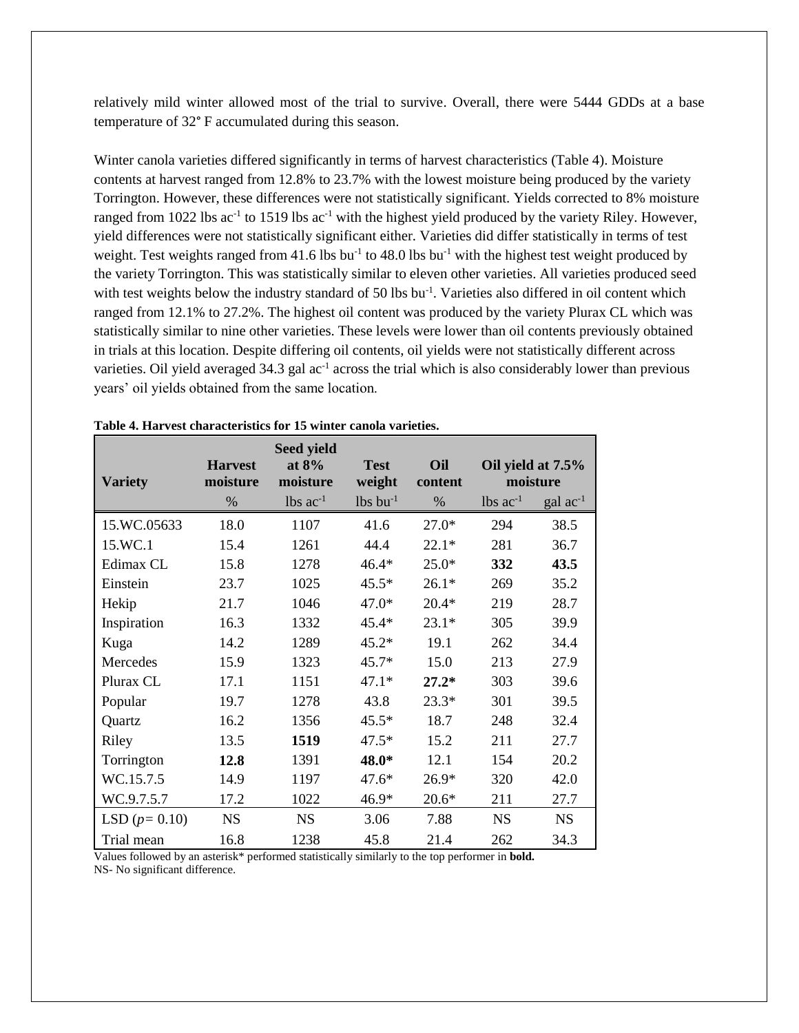relatively mild winter allowed most of the trial to survive. Overall, there were 5444 GDDs at a base temperature of 32° F accumulated during this season.

Winter canola varieties differed significantly in terms of harvest characteristics (Table 4). Moisture contents at harvest ranged from 12.8% to 23.7% with the lowest moisture being produced by the variety Torrington. However, these differences were not statistically significant. Yields corrected to 8% moisture ranged from 1022 lbs ac$^{-1}$ to 1519 lbs ac$^{-1}$ with the highest yield produced by the variety Riley. However, yield differences were not statistically significant either. Varieties did differ statistically in terms of test weight. Test weights ranged from 41.6 lbs bu$^{-1}$ to 48.0 lbs bu$^{-1}$ with the highest test weight produced by the variety Torrington. This was statistically similar to eleven other varieties. All varieties produced seed with test weights below the industry standard of 50 lbs bu$^{-1}$. Varieties also differed in oil content which ranged from 12.1% to 27.2%. The highest oil content was produced by the variety Plurax CL which was statistically similar to nine other varieties. These levels were lower than oil contents previously obtained in trials at this location. Despite differing oil contents, oil yields were not statistically different across varieties. Oil yield averaged 34.3 gal ac$^{-1}$ across the trial which is also considerably lower than previous years' oil yields obtained from the same location.

**Table 4. Harvest characteristics for 15 winter canola varieties.**

| Variety | Harvest moisture | Seed yield at 8% moisture | Test weight | Oil content | Oil yield at 7.5% moisture | |
|---|---|---|---|---|---|---|
| | % | lbs ac$^{-1}$ | lbs bu$^{-1}$ | % | lbs ac$^{-1}$ | gal ac$^{-1}$ |
| 15.WC.05633 | 18.0 | 1107 | 41.6 | 27.0* | 294 | 38.5 |
| 15.WC.1 | 15.4 | 1261 | 44.4 | 22.1* | 281 | 36.7 |
| Edimax CL | 15.8 | 1278 | 46.4* | 25.0* | **332** | **43.5** |
| Einstein | 23.7 | 1025 | 45.5* | 26.1* | 269 | 35.2 |
| Hekip | 21.7 | 1046 | 47.0* | 20.4* | 219 | 28.7 |
| Inspiration | 16.3 | 1332 | 45.4* | 23.1* | 305 | 39.9 |
| Kuga | 14.2 | 1289 | 45.2* | 19.1 | 262 | 34.4 |
| Mercedes | 15.9 | 1323 | 45.7* | 15.0 | 213 | 27.9 |
| Plurax CL | 17.1 | 1151 | 47.1* | **27.2*** | 303 | 39.6 |
| Popular | 19.7 | 1278 | 43.8 | 23.3* | 301 | 39.5 |
| Quartz | 16.2 | 1356 | 45.5* | 18.7 | 248 | 32.4 |
| Riley | 13.5 | **1519** | 47.5* | 15.2 | 211 | 27.7 |
| Torrington | **12.8** | 1391 | **48.0*** | 12.1 | 154 | 20.2 |
| WC.15.7.5 | 14.9 | 1197 | 47.6* | 26.9* | 320 | 42.0 |
| WC.9.7.5.7 | 17.2 | 1022 | 46.9* | 20.6* | 211 | 27.7 |
| LSD ($p$= 0.10) | NS | NS | 3.06 | 7.88 | NS | NS |
| Trial mean | 16.8 | 1238 | 45.8 | 21.4 | 262 | 34.3 |

Values followed by an asterisk* performed statistically similarly to the top performer in **bold.**
NS- No significant difference.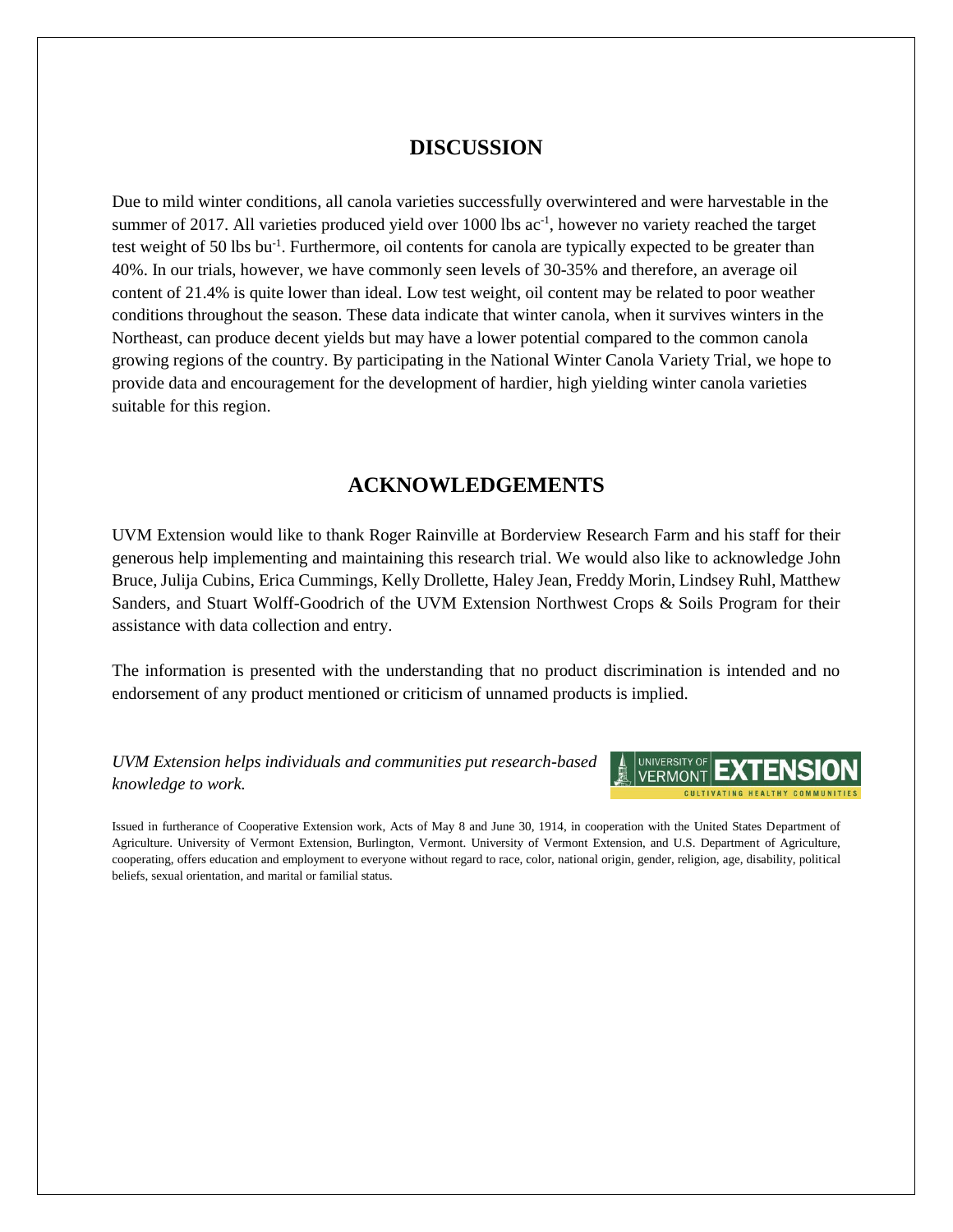## DISCUSSION

Due to mild winter conditions, all canola varieties successfully overwintered and were harvestable in the summer of 2017. All varieties produced yield over 1000 lbs $ac^{-1}$, however no variety reached the target test weight of 50 lbs $bu^{-1}$. Furthermore, oil contents for canola are typically expected to be greater than 40%. In our trials, however, we have commonly seen levels of 30-35% and therefore, an average oil content of 21.4% is quite lower than ideal. Low test weight, oil content may be related to poor weather conditions throughout the season. These data indicate that winter canola, when it survives winters in the Northeast, can produce decent yields but may have a lower potential compared to the common canola growing regions of the country. By participating in the National Winter Canola Variety Trial, we hope to provide data and encouragement for the development of hardier, high yielding winter canola varieties suitable for this region.

## ACKNOWLEDGEMENTS

UVM Extension would like to thank Roger Rainville at Borderview Research Farm and his staff for their generous help implementing and maintaining this research trial. We would also like to acknowledge John Bruce, Julija Cubins, Erica Cummings, Kelly Drollette, Haley Jean, Freddy Morin, Lindsey Ruhl, Matthew Sanders, and Stuart Wolff-Goodrich of the UVM Extension Northwest Crops & Soils Program for their assistance with data collection and entry.

The information is presented with the understanding that no product discrimination is intended and no endorsement of any product mentioned or criticism of unnamed products is implied.

*UVM Extension helps individuals and communities put research-based knowledge to work.*

UNIVERSITY OF VERMONT EXTENSION
CULTIVATING HEALTHY COMMUNITIES

Issued in furtherance of Cooperative Extension work, Acts of May 8 and June 30, 1914, in cooperation with the United States Department of Agriculture. University of Vermont Extension, Burlington, Vermont. University of Vermont Extension, and U.S. Department of Agriculture, cooperating, offers education and employment to everyone without regard to race, color, national origin, gender, religion, age, disability, political beliefs, sexual orientation, and marital or familial status.